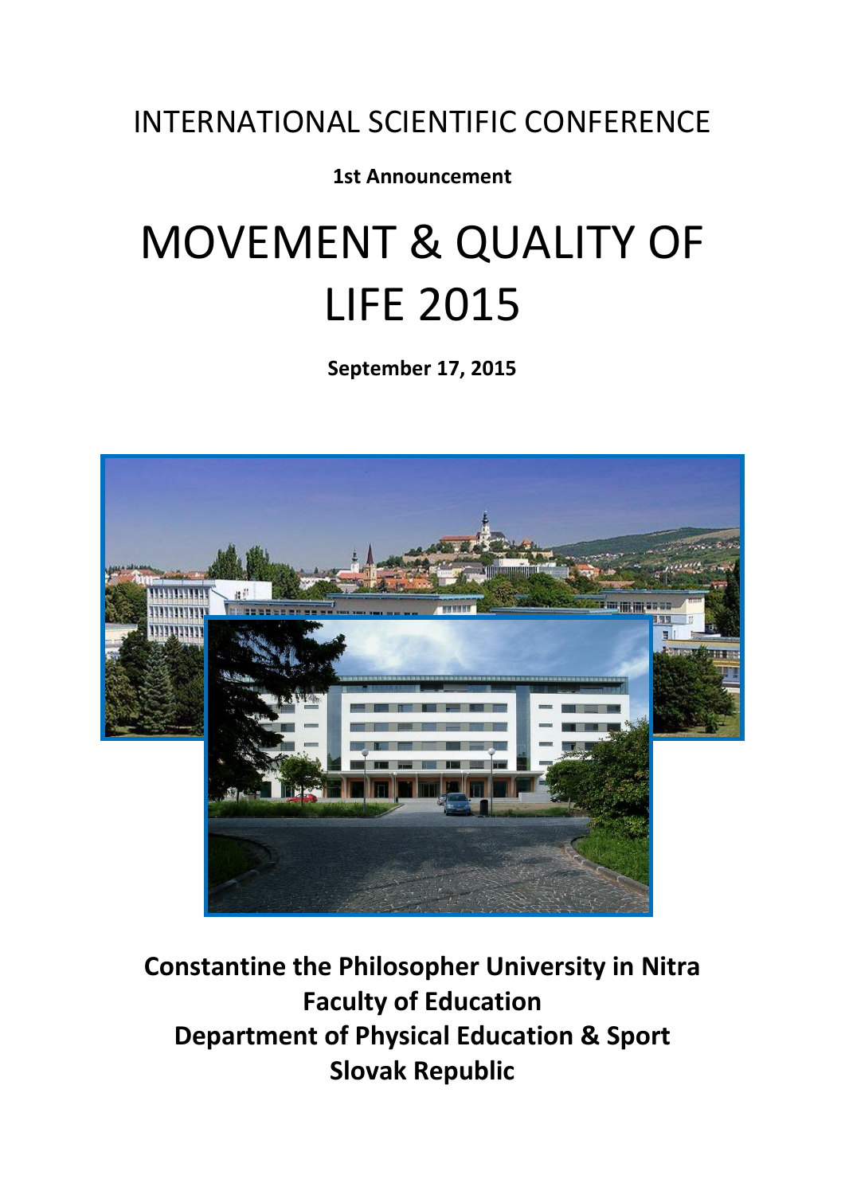INTERNATIONAL SCIENTIFIC CONFERENCE

**1st Announcement**

# MOVEMENT & QUALITY OF LIFE 2015

**September 17, 2015**

**Constantine the Philosopher University in Nitra**
**Faculty of Education**
**Department of Physical Education & Sport**
**Slovak Republic**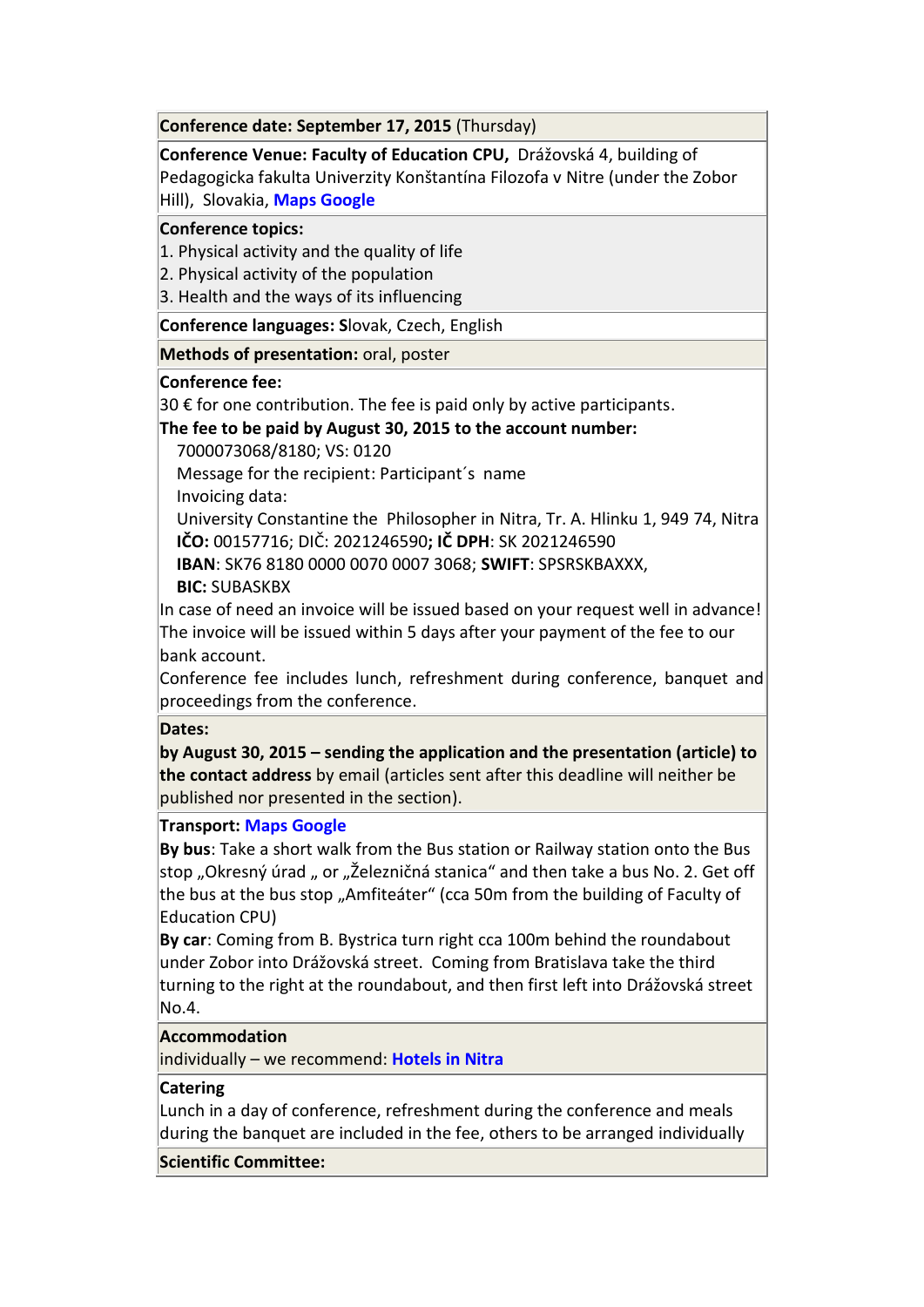**Conference date: September 17, 2015** (Thursday)

**Conference Venue: Faculty of Education CPU,** Drážovská 4, building of Pedagogicka fakulta Univerzity Konštantína Filozofa v Nitre (under the Zobor Hill), Slovakia, **Maps Google**

**Conference topics:**

1. Physical activity and the quality of life
2. Physical activity of the population
3. Health and the ways of its influencing

**Conference languages:** Slovak, Czech, English

**Methods of presentation:** oral, poster

**Conference fee:**

30 € for one contribution. The fee is paid only by active participants.

**The fee to be paid by August 30, 2015 to the account number:**

7000073068/8180; VS: 0120

Message for the recipient: Participant´s name

Invoicing data:

University Constantine the Philosopher in Nitra, Tr. A. Hlinku 1, 949 74, Nitra

**IČO:** 00157716; DIČ: 2021246590**; IČ DPH**: SK 2021246590

**IBAN**: SK76 8180 0000 0070 0007 3068; **SWIFT**: SPSRSKBAXXX,

**BIC:** SUBASKBX

In case of need an invoice will be issued based on your request well in advance! The invoice will be issued within 5 days after your payment of the fee to our bank account.

Conference fee includes lunch, refreshment during conference, banquet and proceedings from the conference.

**Dates:**

**by August 30, 2015 – sending the application and the presentation (article) to the contact address** by email (articles sent after this deadline will neither be published nor presented in the section).

**Transport: Maps Google**

**By bus**: Take a short walk from the Bus station or Railway station onto the Bus stop „Okresný úrad „ or „Železničná stanica“ and then take a bus No. 2. Get off the bus at the bus stop „Amfiteáter“ (cca 50m from the building of Faculty of Education CPU)

**By car**: Coming from B. Bystrica turn right cca 100m behind the roundabout under Zobor into Drážovská street. Coming from Bratislava take the third turning to the right at the roundabout, and then first left into Drážovská street No.4.

**Accommodation**

individually – we recommend: **Hotels in Nitra**

**Catering**

Lunch in a day of conference, refreshment during the conference and meals during the banquet are included in the fee, others to be arranged individually

**Scientific Committee:**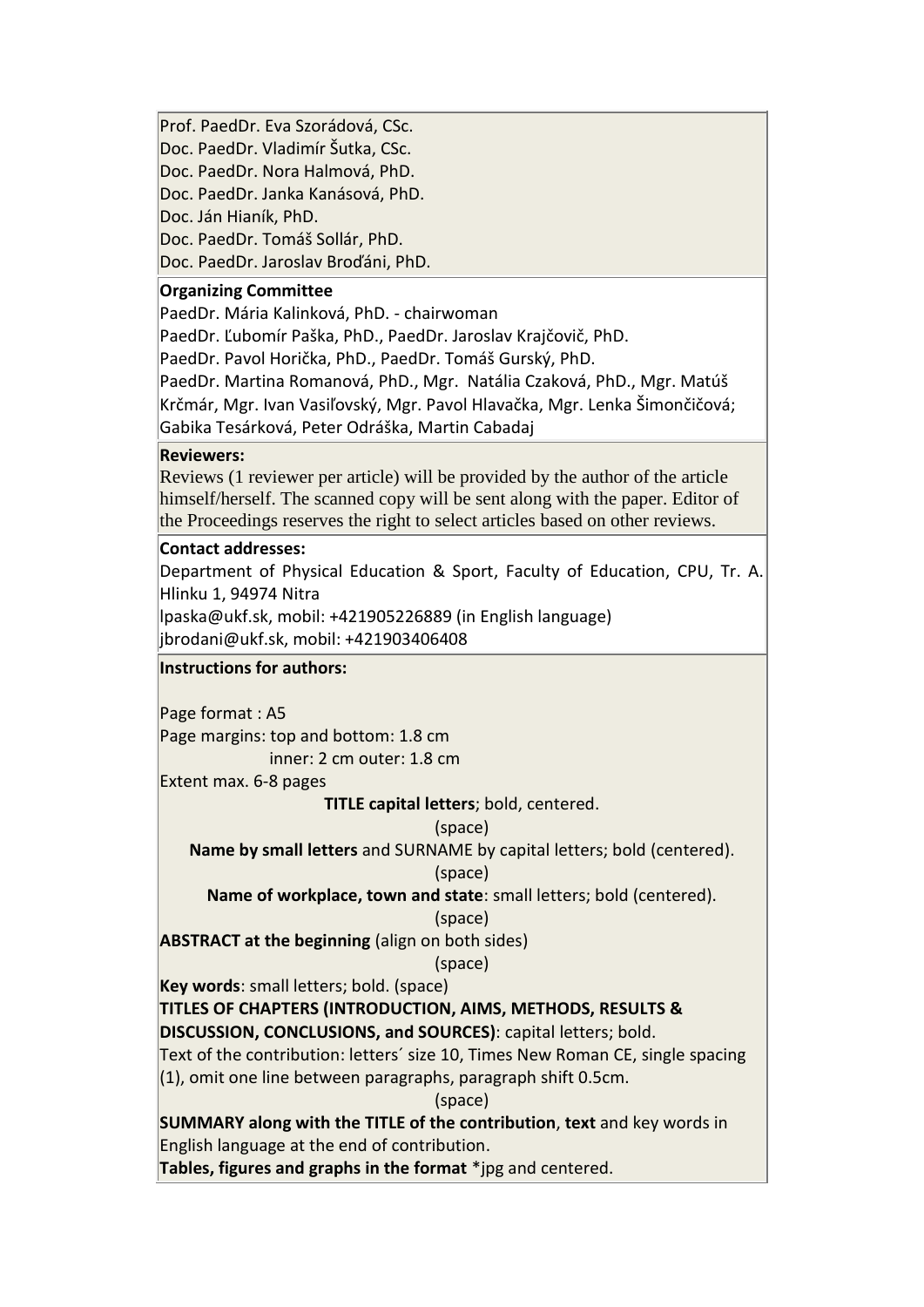Prof. PaedDr. Eva Szorádová, CSc.
Doc. PaedDr. Vladimír Šutka, CSc.
Doc. PaedDr. Nora Halmová, PhD.
Doc. PaedDr. Janka Kanásová, PhD.
Doc. Ján Hianík, PhD.
Doc. PaedDr. Tomáš Sollár, PhD.
Doc. PaedDr. Jaroslav Broďáni, PhD.

**Organizing Committee**

PaedDr. Mária Kalinková, PhD. - chairwoman
PaedDr. Ľubomír Paška, PhD., PaedDr. Jaroslav Krajčovič, PhD.
PaedDr. Pavol Horička, PhD., PaedDr. Tomáš Gurský, PhD.
PaedDr. Martina Romanová, PhD., Mgr. Natália Czaková, PhD., Mgr. Matúš Krčmár, Mgr. Ivan Vasiľovský, Mgr. Pavol Hlavačka, Mgr. Lenka Šimončičová; Gabika Tesárková, Peter Odráška, Martin Cabadaj

**Reviewers:**

Reviews (1 reviewer per article) will be provided by the author of the article himself/herself. The scanned copy will be sent along with the paper. Editor of the Proceedings reserves the right to select articles based on other reviews.

**Contact addresses:**

Department of Physical Education & Sport, Faculty of Education, CPU, Tr. A. Hlinku 1, 94974 Nitra
lpaska@ukf.sk, mobil: +421905226889 (in English language)
jbrodani@ukf.sk, mobil: +421903406408

**Instructions for authors:**

Page format : A5
Page margins: top and bottom: 1.8 cm
inner: 2 cm outer: 1.8 cm
Extent max. 6-8 pages

**TITLE capital letters**; bold, centered.
(space)
**Name by small letters** and SURNAME by capital letters; bold (centered).
(space)
**Name of workplace, town and state**: small letters; bold (centered).
(space)
**ABSTRACT at the beginning** (align on both sides)
(space)
**Key words**: small letters; bold. (space)
**TITLES OF CHAPTERS (INTRODUCTION, AIMS, METHODS, RESULTS & DISCUSSION, CONCLUSIONS, and SOURCES)**: capital letters; bold.
Text of the contribution: letters´ size 10, Times New Roman CE, single spacing (1), omit one line between paragraphs, paragraph shift 0.5cm.
(space)
**SUMMARY along with the TITLE of the contribution**, **text** and key words in English language at the end of contribution.
**Tables, figures and graphs in the format** *jpg and centered.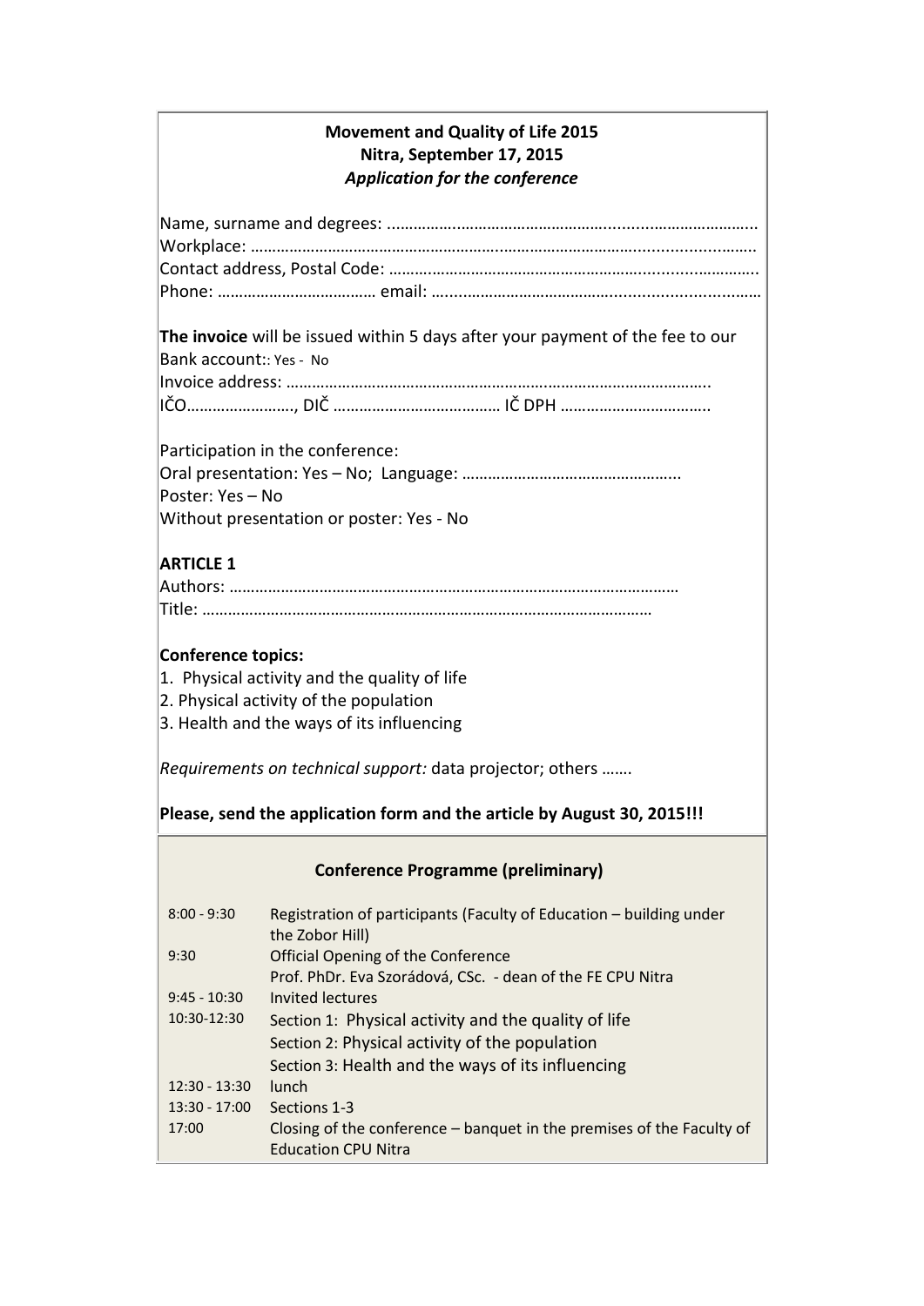**Movement and Quality of Life 2015**
**Nitra, September 17, 2015**
***Application for the conference***

Name, surname and degrees: ……………………………………………………………………………..
Workplace: …………………………………………………………………………………………………..
Contact address, Postal Code: ……………………………………………………………………..
Phone: ……………………………… email: ………………………………………………………………

**The invoice** will be issued within 5 days after your payment of the fee to our Bank account:: Yes - No
Invoice address: ……………………………………………………………………………………..
IČO……………………, DIČ ………………………………… IČ DPH ……………………………..

Participation in the conference:
Oral presentation: Yes – No; Language: …………………………………………..
Poster: Yes – No
Without presentation or poster: Yes - No

**ARTICLE 1**
Authors: ………………………………………………………………………………………
Title: ………………………………………………………………………………………

**Conference topics:**

1. Physical activity and the quality of life
2. Physical activity of the population
3. Health and the ways of its influencing

*Requirements on technical support:* data projector; others …….

**Please, send the application form and the article by August 30, 2015!!!**

**Conference Programme (preliminary)**

| | |
|---|---|
| 8:00 - 9:30 | Registration of participants (Faculty of Education – building under the Zobor Hill) |
| 9:30 | Official Opening of the Conference<br>Prof. PhDr. Eva Szorádová, CSc. - dean of the FE CPU Nitra |
| 9:45 - 10:30 | Invited lectures |
| 10:30-12:30 | Section 1: Physical activity and the quality of life<br>Section 2: Physical activity of the population<br>Section 3: Health and the ways of its influencing |
| 12:30 - 13:30 | lunch |
| 13:30 - 17:00 | Sections 1-3 |
| 17:00 | Closing of the conference – banquet in the premises of the Faculty of Education CPU Nitra |